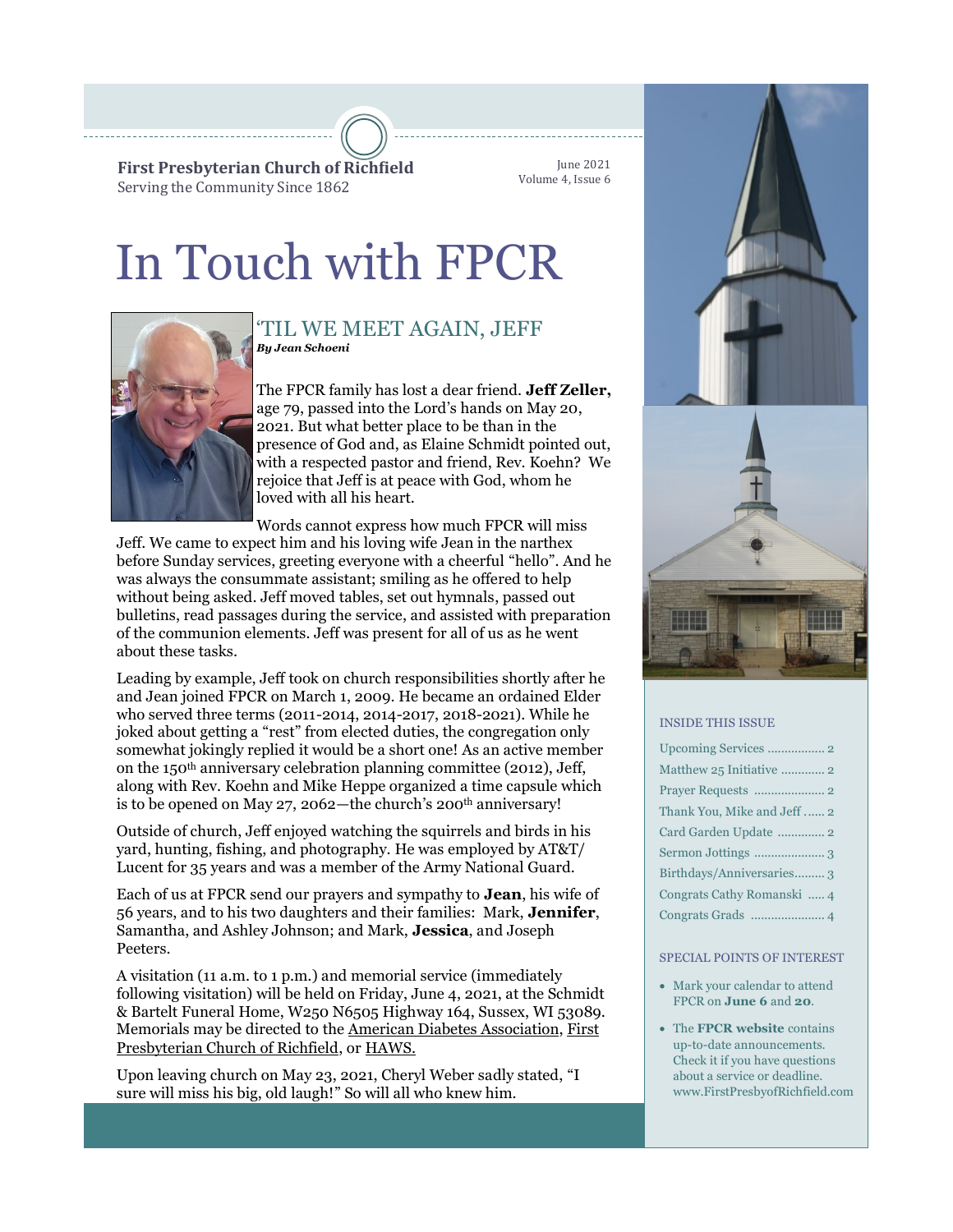**First Presbyterian Church of Richfield**
Serving the Community Since 1862

June 2021
Volume 4, Issue 6

# In Touch with FPCR

## 'TIL WE MEET AGAIN, JEFF

***By Jean Schoeni***

The FPCR family has lost a dear friend. **Jeff Zeller,** age 79, passed into the Lord's hands on May 20, 2021. But what better place to be than in the presence of God and, as Elaine Schmidt pointed out, with a respected pastor and friend, Rev. Koehn? We rejoice that Jeff is at peace with God, whom he loved with all his heart.

Words cannot express how much FPCR will miss Jeff. We came to expect him and his loving wife Jean in the narthex before Sunday services, greeting everyone with a cheerful "hello". And he was always the consummate assistant; smiling as he offered to help without being asked. Jeff moved tables, set out hymnals, passed out bulletins, read passages during the service, and assisted with preparation of the communion elements. Jeff was present for all of us as he went about these tasks.

Leading by example, Jeff took on church responsibilities shortly after he and Jean joined FPCR on March 1, 2009. He became an ordained Elder who served three terms (2011-2014, 2014-2017, 2018-2021). While he joked about getting a "rest" from elected duties, the congregation only somewhat jokingly replied it would be a short one! As an active member on the 150th anniversary celebration planning committee (2012), Jeff, along with Rev. Koehn and Mike Heppe organized a time capsule which is to be opened on May 27, 2062—the church's 200th anniversary!

Outside of church, Jeff enjoyed watching the squirrels and birds in his yard, hunting, fishing, and photography. He was employed by AT&T/ Lucent for 35 years and was a member of the Army National Guard.

Each of us at FPCR send our prayers and sympathy to **Jean**, his wife of 56 years, and to his two daughters and their families: Mark, **Jennifer**, Samantha, and Ashley Johnson; and Mark, **Jessica**, and Joseph Peeters.

A visitation (11 a.m. to 1 p.m.) and memorial service (immediately following visitation) will be held on Friday, June 4, 2021, at the Schmidt & Bartelt Funeral Home, W250 N6505 Highway 164, Sussex, WI 53089. Memorials may be directed to the American Diabetes Association, First Presbyterian Church of Richfield, or HAWS.

Upon leaving church on May 23, 2021, Cheryl Weber sadly stated, "I sure will miss his big, old laugh!" So will all who knew him.

### INSIDE THIS ISSUE

| | |
|---|---|
| Upcoming Services | 2 |
| Matthew 25 Initiative | 2 |
| Prayer Requests | 2 |
| Thank You, Mike and Jeff | 2 |
| Card Garden Update | 2 |
| Sermon Jottings | 3 |
| Birthdays/Anniversaries | 3 |
| Congrats Cathy Romanski | 4 |
| Congrats Grads | 4 |

### SPECIAL POINTS OF INTEREST

- Mark your calendar to attend FPCR on **June 6** and **20**.
- The **FPCR website** contains up-to-date announcements. Check it if you have questions about a service or deadline. www.FirstPresbyofRichfield.com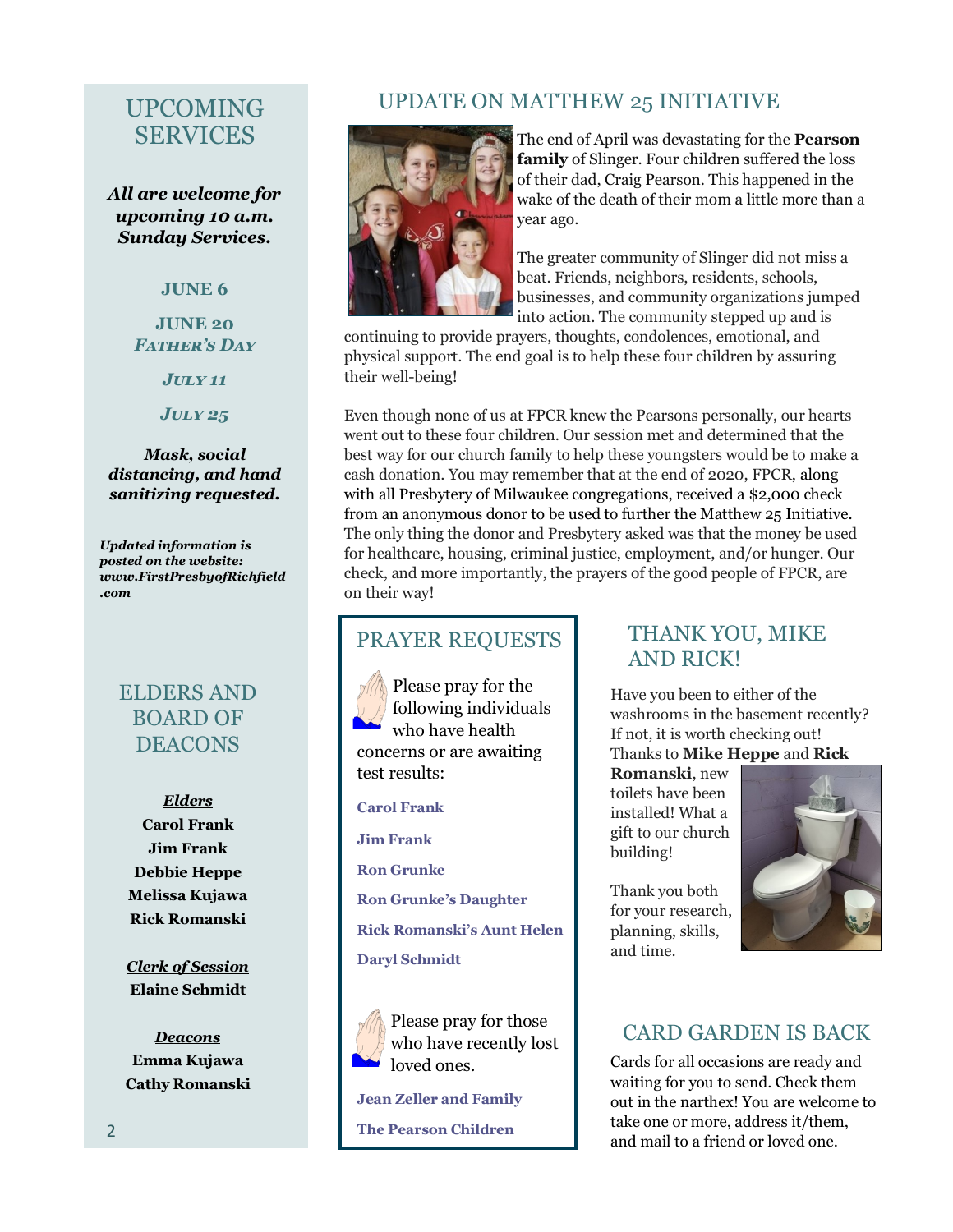## UPCOMING SERVICES

***All are welcome for upcoming 10 a.m. Sunday Services.***

**JUNE 6**

**JUNE 20**
***FATHER'S DAY***

***JULY 11***

***JULY 25***

***Mask, social distancing, and hand sanitizing requested.***

***Updated information is posted on the website: www.FirstPresbyofRichfield.com***

## ELDERS AND BOARD OF DEACONS

***Elders***
**Carol Frank**
**Jim Frank**
**Debbie Heppe**
**Melissa Kujawa**
**Rick Romanski**

***Clerk of Session***
**Elaine Schmidt**

***Deacons***
**Emma Kujawa**
**Cathy Romanski**

## UPDATE ON MATTHEW 25 INITIATIVE

The end of April was devastating for the **Pearson family** of Slinger. Four children suffered the loss of their dad, Craig Pearson. This happened in the wake of the death of their mom a little more than a year ago.

The greater community of Slinger did not miss a beat. Friends, neighbors, residents, schools, businesses, and community organizations jumped into action. The community stepped up and is continuing to provide prayers, thoughts, condolences, emotional, and physical support. The end goal is to help these four children by assuring their well-being!

Even though none of us at FPCR knew the Pearsons personally, our hearts went out to these four children. Our session met and determined that the best way for our church family to help these youngsters would be to make a cash donation. You may remember that at the end of 2020, FPCR, along with all Presbytery of Milwaukee congregations, received a $2,000 check from an anonymous donor to be used to further the Matthew 25 Initiative. The only thing the donor and Presbytery asked was that the money be used for healthcare, housing, criminal justice, employment, and/or hunger. Our check, and more importantly, the prayers of the good people of FPCR, are on their way!

## PRAYER REQUESTS

Please pray for the following individuals who have health concerns or are awaiting test results:

**Carol Frank**

**Jim Frank**

**Ron Grunke**

**Ron Grunke's Daughter**

**Rick Romanski's Aunt Helen**

**Daryl Schmidt**

Please pray for those who have recently lost loved ones.

**Jean Zeller and Family**

**The Pearson Children**

## THANK YOU, MIKE AND RICK!

Have you been to either of the washrooms in the basement recently? If not, it is worth checking out! Thanks to **Mike Heppe** and **Rick Romanski**, new toilets have been installed! What a gift to our church building!

Thank you both for your research, planning, skills, and time.

## CARD GARDEN IS BACK

Cards for all occasions are ready and waiting for you to send. Check them out in the narthex! You are welcome to take one or more, address it/them, and mail to a friend or loved one.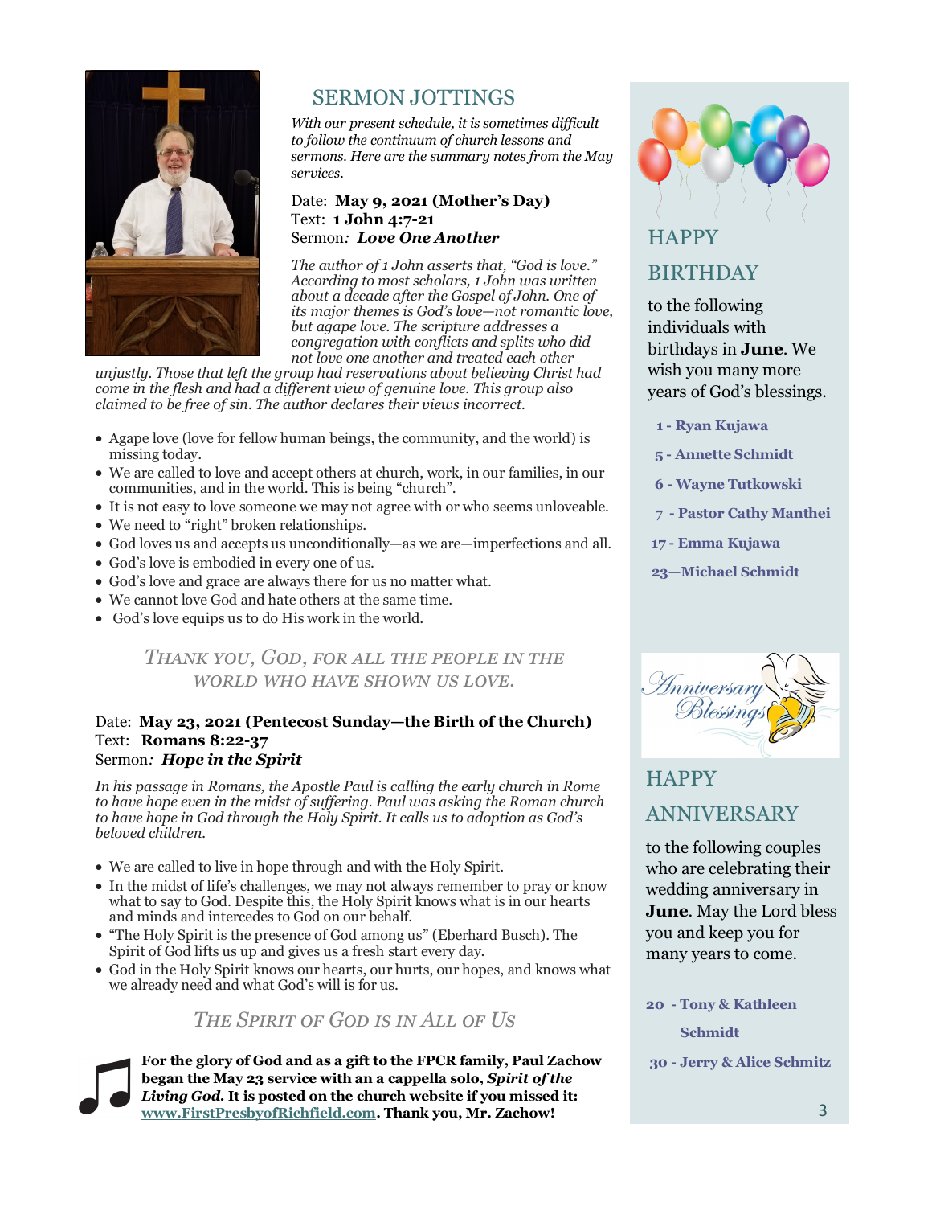## SERMON JOTTINGS

*With our present schedule, it is sometimes difficult to follow the continuum of church lessons and sermons. Here are the summary notes from the May services.*

Date: **May 9, 2021 (Mother's Day)**
Text: **1 John 4:7-21**
Sermon*:* ***Love One Another***

*The author of 1 John asserts that, "God is love." According to most scholars, 1 John was written about a decade after the Gospel of John. One of its major themes is God's love—not romantic love, but agape love. The scripture addresses a congregation with conflicts and splits who did not love one another and treated each other unjustly. Those that left the group had reservations about believing Christ had come in the flesh and had a different view of genuine love. This group also claimed to be free of sin. The author declares their views incorrect.*

- Agape love (love for fellow human beings, the community, and the world) is missing today.
- We are called to love and accept others at church, work, in our families, in our communities, and in the world. This is being "church".
- It is not easy to love someone we may not agree with or who seems unloveable.
- We need to "right" broken relationships.
- God loves us and accepts us unconditionally—as we are—imperfections and all.
- God's love is embodied in every one of us.
- God's love and grace are always there for us no matter what.
- We cannot love God and hate others at the same time.
- God's love equips us to do His work in the world.

*THANK YOU, GOD, FOR ALL THE PEOPLE IN THE WORLD WHO HAVE SHOWN US LOVE.*

Date: **May 23, 2021 (Pentecost Sunday—the Birth of the Church)**
Text: **Romans 8:22-37**
Sermon*:* ***Hope in the Spirit***

*In his passage in Romans, the Apostle Paul is calling the early church in Rome to have hope even in the midst of suffering. Paul was asking the Roman church to have hope in God through the Holy Spirit. It calls us to adoption as God's beloved children.*

- We are called to live in hope through and with the Holy Spirit.
- In the midst of life's challenges, we may not always remember to pray or know what to say to God. Despite this, the Holy Spirit knows what is in our hearts and minds and intercedes to God on our behalf.
- "The Holy Spirit is the presence of God among us" (Eberhard Busch). The Spirit of God lifts us up and gives us a fresh start every day.
- God in the Holy Spirit knows our hearts, our hurts, our hopes, and knows what we already need and what God's will is for us.

*THE SPIRIT OF GOD IS IN ALL OF US*

**For the glory of God and as a gift to the FPCR family, Paul Zachow began the May 23 service with an a cappella solo, *Spirit of the Living God*. It is posted on the church website if you missed it: www.FirstPresbyofRichfield.com. Thank you, Mr. Zachow!**

## HAPPY BIRTHDAY

to the following individuals with birthdays in **June**. We wish you many more years of God's blessings.

**1 - Ryan Kujawa**
**5 - Annette Schmidt**
**6 - Wayne Tutkowski**
**7 - Pastor Cathy Manthei**
**17 - Emma Kujawa**
**23—Michael Schmidt**

*Anniversary Blessings*

## HAPPY ANNIVERSARY

to the following couples who are celebrating their wedding anniversary in **June**. May the Lord bless you and keep you for many years to come.

**20 - Tony & Kathleen Schmidt**
**30 - Jerry & Alice Schmitz**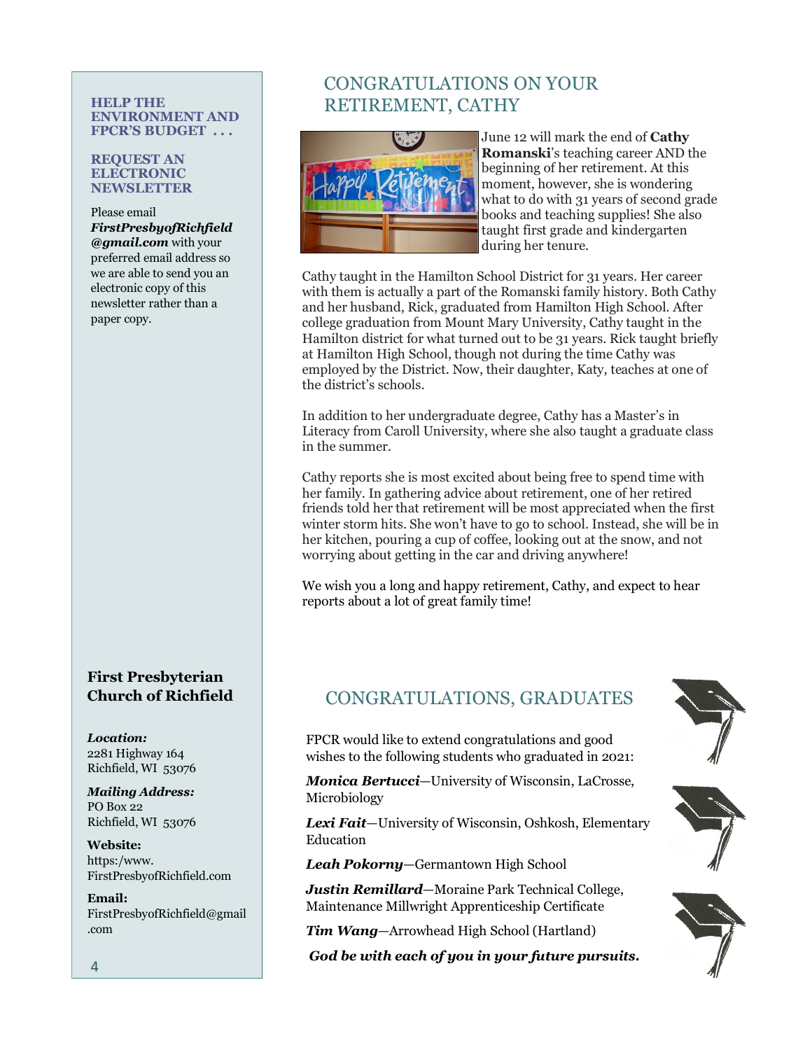**HELP THE ENVIRONMENT AND FPCR'S BUDGET . . .**

**REQUEST AN ELECTRONIC NEWSLETTER**

Please email ***FirstPresbyofRichfield@gmail.com*** with your preferred email address so we are able to send you an electronic copy of this newsletter rather than a paper copy.

## CONGRATULATIONS ON YOUR RETIREMENT, CATHY

June 12 will mark the end of **Cathy Romanski**'s teaching career AND the beginning of her retirement. At this moment, however, she is wondering what to do with 31 years of second grade books and teaching supplies! She also taught first grade and kindergarten during her tenure.

Cathy taught in the Hamilton School District for 31 years. Her career with them is actually a part of the Romanski family history. Both Cathy and her husband, Rick, graduated from Hamilton High School. After college graduation from Mount Mary University, Cathy taught in the Hamilton district for what turned out to be 31 years. Rick taught briefly at Hamilton High School, though not during the time Cathy was employed by the District. Now, their daughter, Katy, teaches at one of the district's schools.

In addition to her undergraduate degree, Cathy has a Master's in Literacy from Caroll University, where she also taught a graduate class in the summer.

Cathy reports she is most excited about being free to spend time with her family. In gathering advice about retirement, one of her retired friends told her that retirement will be most appreciated when the first winter storm hits. She won't have to go to school. Instead, she will be in her kitchen, pouring a cup of coffee, looking out at the snow, and not worrying about getting in the car and driving anywhere!

We wish you a long and happy retirement, Cathy, and expect to hear reports about a lot of great family time!

## CONGRATULATIONS, GRADUATES

FPCR would like to extend congratulations and good wishes to the following students who graduated in 2021:

***Monica Bertucci***—University of Wisconsin, LaCrosse, Microbiology

***Lexi Fait***—University of Wisconsin, Oshkosh, Elementary Education

***Leah Pokorny***—Germantown High School

***Justin Remillard***—Moraine Park Technical College, Maintenance Millwright Apprenticeship Certificate

***Tim Wang***—Arrowhead High School (Hartland)

***God be with each of you in your future pursuits.***

**First Presbyterian Church of Richfield**

***Location:***
2281 Highway 164
Richfield, WI 53076

***Mailing Address:***
PO Box 22
Richfield, WI 53076

**Website:**
https:/www.FirstPresbyofRichfield.com

**Email:**
FirstPresbyofRichfield@gmail.com